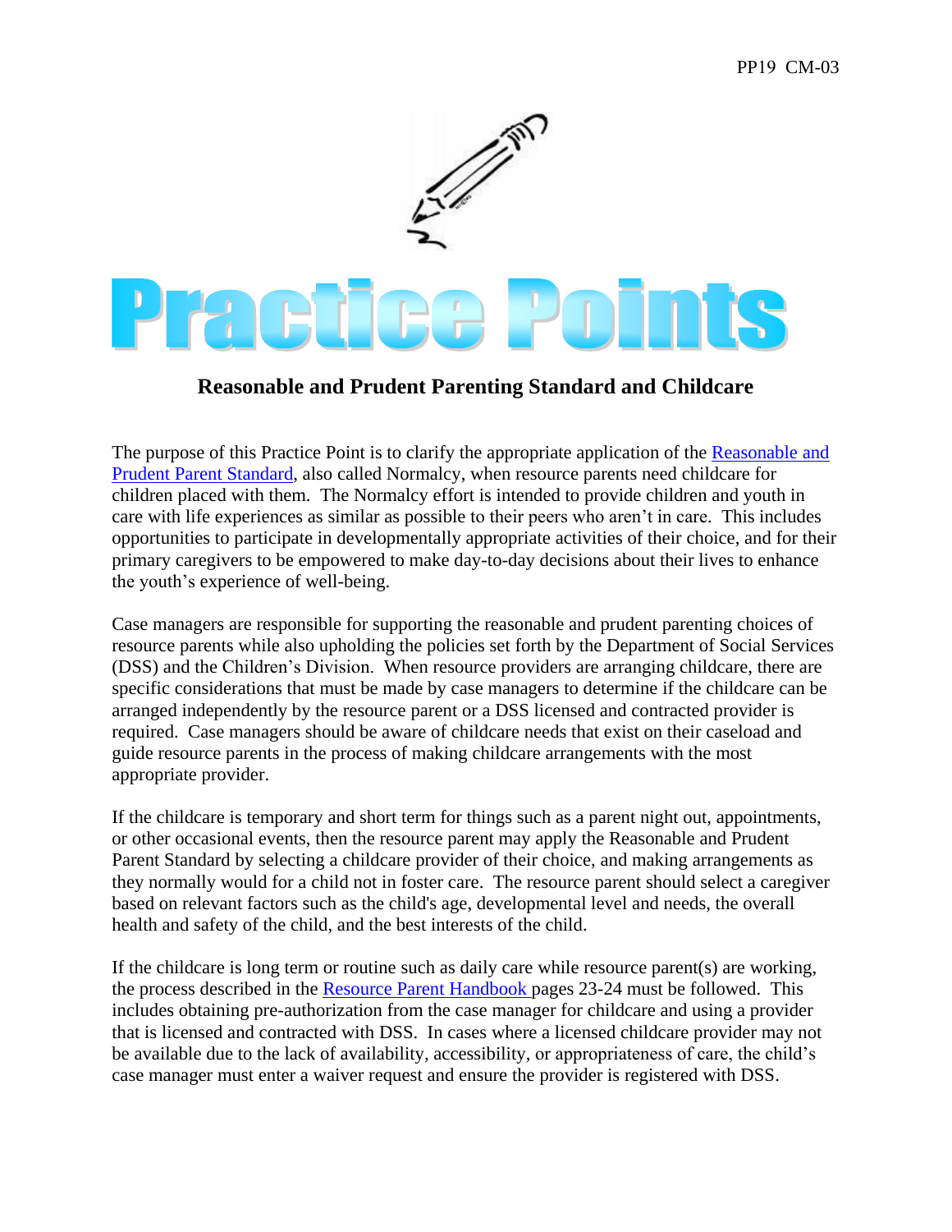PP19 CM-03

# Practice Points

## Reasonable and Prudent Parenting Standard and Childcare

The purpose of this Practice Point is to clarify the appropriate application of the Reasonable and Prudent Parent Standard, also called Normalcy, when resource parents need childcare for children placed with them. The Normalcy effort is intended to provide children and youth in care with life experiences as similar as possible to their peers who aren't in care. This includes opportunities to participate in developmentally appropriate activities of their choice, and for their primary caregivers to be empowered to make day-to-day decisions about their lives to enhance the youth's experience of well-being.

Case managers are responsible for supporting the reasonable and prudent parenting choices of resource parents while also upholding the policies set forth by the Department of Social Services (DSS) and the Children's Division. When resource providers are arranging childcare, there are specific considerations that must be made by case managers to determine if the childcare can be arranged independently by the resource parent or a DSS licensed and contracted provider is required. Case managers should be aware of childcare needs that exist on their caseload and guide resource parents in the process of making childcare arrangements with the most appropriate provider.

If the childcare is temporary and short term for things such as a parent night out, appointments, or other occasional events, then the resource parent may apply the Reasonable and Prudent Parent Standard by selecting a childcare provider of their choice, and making arrangements as they normally would for a child not in foster care. The resource parent should select a caregiver based on relevant factors such as the child's age, developmental level and needs, the overall health and safety of the child, and the best interests of the child.

If the childcare is long term or routine such as daily care while resource parent(s) are working, the process described in the Resource Parent Handbook pages 23-24 must be followed. This includes obtaining pre-authorization from the case manager for childcare and using a provider that is licensed and contracted with DSS. In cases where a licensed childcare provider may not be available due to the lack of availability, accessibility, or appropriateness of care, the child's case manager must enter a waiver request and ensure the provider is registered with DSS.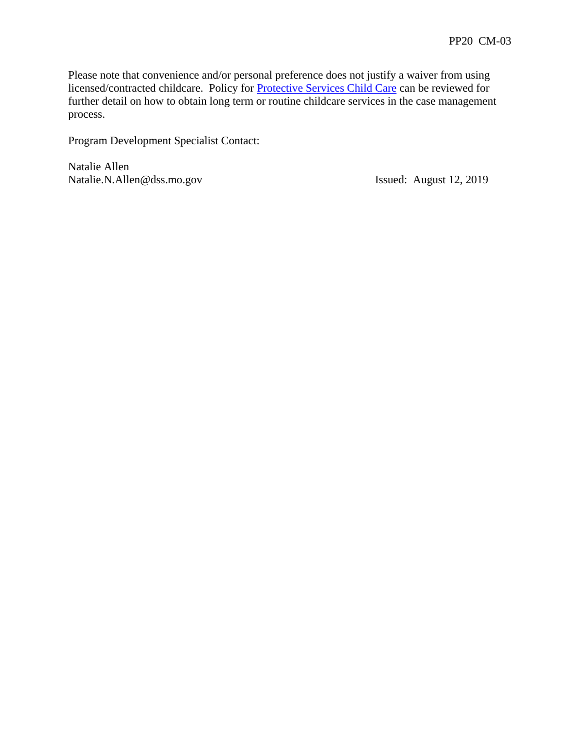Please note that convenience and/or personal preference does not justify a waiver from using licensed/contracted childcare. Policy for [Protective Services Child Care]() can be reviewed for further detail on how to obtain long term or routine childcare services in the case management process.

Program Development Specialist Contact:

Natalie Allen
Natalie.N.Allen@dss.mo.gov

Issued: August 12, 2019